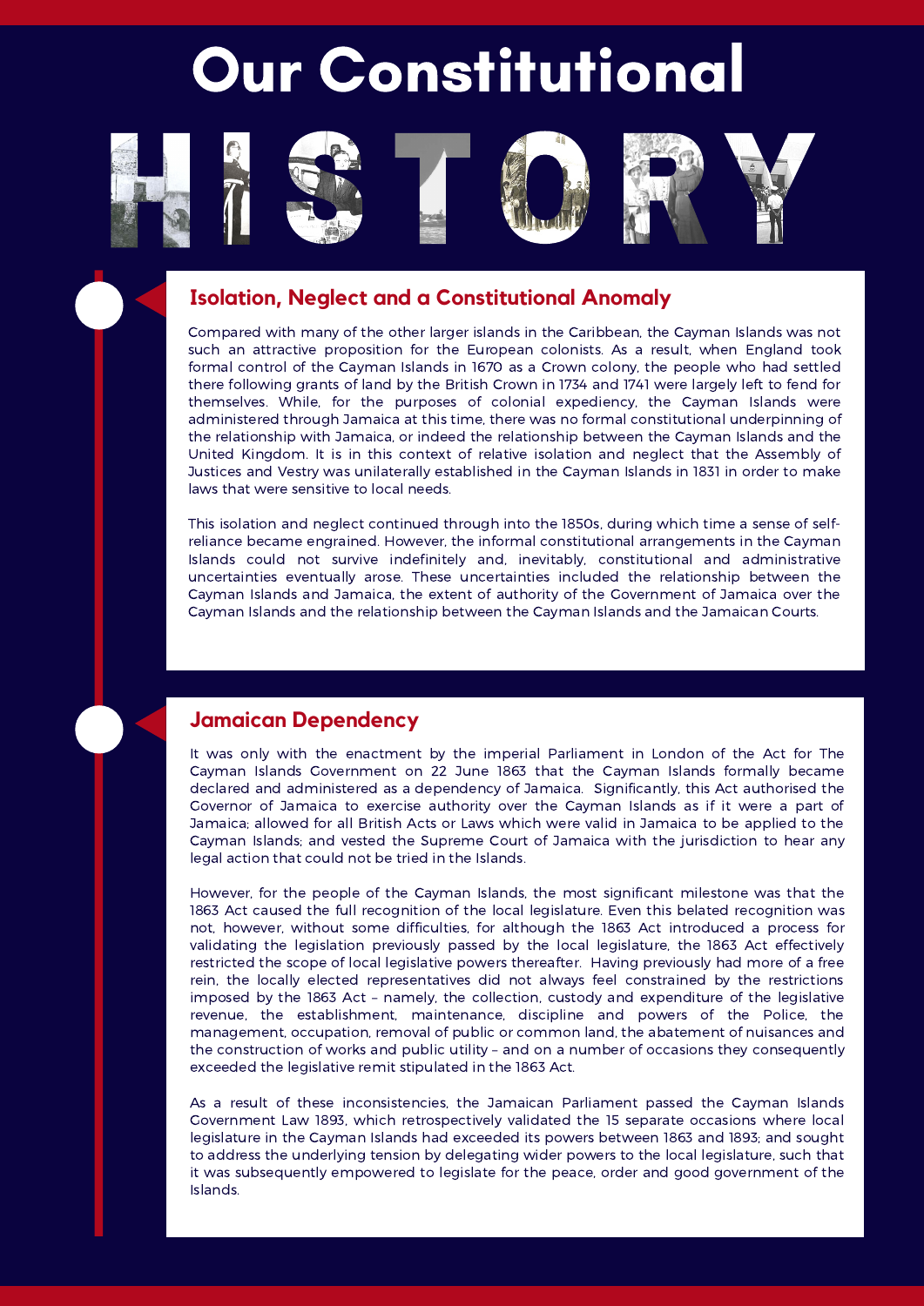# Our Constitutional HISTORY

## Isolation, Neglect and a Constitutional Anomaly

Compared with many of the other larger islands in the Caribbean, the Cayman Islands was not such an attractive proposition for the European colonists. As a result, when England took formal control of the Cayman Islands in 1670 as a Crown colony, the people who had settled there following grants of land by the British Crown in 1734 and 1741 were largely left to fend for themselves. While, for the purposes of colonial expediency, the Cayman Islands were administered through Jamaica at this time, there was no formal constitutional underpinning of the relationship with Jamaica, or indeed the relationship between the Cayman Islands and the United Kingdom. It is in this context of relative isolation and neglect that the Assembly of Justices and Vestry was unilaterally established in the Cayman Islands in 1831 in order to make laws that were sensitive to local needs.

This isolation and neglect continued through into the 1850s, during which time a sense of self-reliance became engrained. However, the informal constitutional arrangements in the Cayman Islands could not survive indefinitely and, inevitably, constitutional and administrative uncertainties eventually arose. These uncertainties included the relationship between the Cayman Islands and Jamaica, the extent of authority of the Government of Jamaica over the Cayman Islands and the relationship between the Cayman Islands and the Jamaican Courts.

## Jamaican Dependency

It was only with the enactment by the imperial Parliament in London of the Act for The Cayman Islands Government on 22 June 1863 that the Cayman Islands formally became declared and administered as a dependency of Jamaica. Significantly, this Act authorised the Governor of Jamaica to exercise authority over the Cayman Islands as if it were a part of Jamaica; allowed for all British Acts or Laws which were valid in Jamaica to be applied to the Cayman Islands; and vested the Supreme Court of Jamaica with the jurisdiction to hear any legal action that could not be tried in the Islands.

However, for the people of the Cayman Islands, the most significant milestone was that the 1863 Act caused the full recognition of the local legislature. Even this belated recognition was not, however, without some difficulties, for although the 1863 Act introduced a process for validating the legislation previously passed by the local legislature, the 1863 Act effectively restricted the scope of local legislative powers thereafter. Having previously had more of a free rein, the locally elected representatives did not always feel constrained by the restrictions imposed by the 1863 Act – namely, the collection, custody and expenditure of the legislative revenue, the establishment, maintenance, discipline and powers of the Police, the management, occupation, removal of public or common land, the abatement of nuisances and the construction of works and public utility – and on a number of occasions they consequently exceeded the legislative remit stipulated in the 1863 Act.

As a result of these inconsistencies, the Jamaican Parliament passed the Cayman Islands Government Law 1893, which retrospectively validated the 15 separate occasions where local legislature in the Cayman Islands had exceeded its powers between 1863 and 1893; and sought to address the underlying tension by delegating wider powers to the local legislature, such that it was subsequently empowered to legislate for the peace, order and good government of the Islands.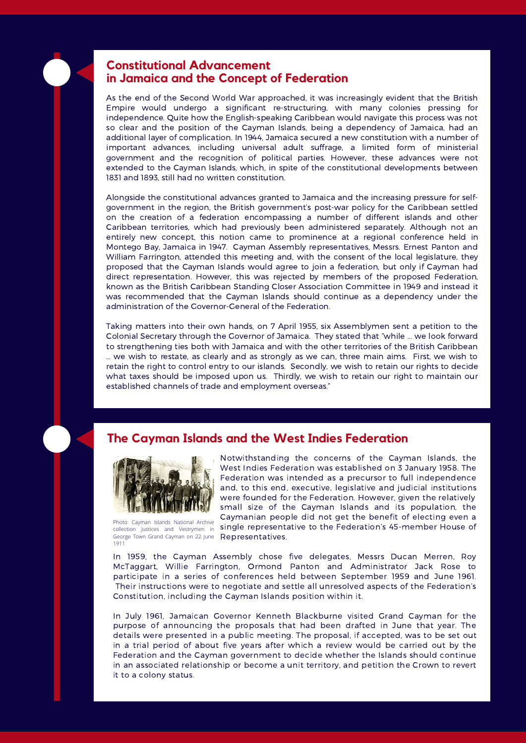## Constitutional Advancement in Jamaica and the Concept of Federation

As the end of the Second World War approached, it was increasingly evident that the British Empire would undergo a significant re-structuring, with many colonies pressing for independence. Quite how the English-speaking Caribbean would navigate this process was not so clear and the position of the Cayman Islands, being a dependency of Jamaica, had an additional layer of complication. In 1944, Jamaica secured a new constitution with a number of important advances, including universal adult suffrage, a limited form of ministerial government and the recognition of political parties. However, these advances were not extended to the Cayman Islands, which, in spite of the constitutional developments between 1831 and 1893, still had no written constitution.

Alongside the constitutional advances granted to Jamaica and the increasing pressure for self-government in the region, the British government's post-war policy for the Caribbean settled on the creation of a federation encompassing a number of different islands and other Caribbean territories, which had previously been administered separately. Although not an entirely new concept, this notion came to prominence at a regional conference held in Montego Bay, Jamaica in 1947. Cayman Assembly representatives, Messrs. Ernest Panton and William Farrington, attended this meeting and, with the consent of the local legislature, they proposed that the Cayman Islands would agree to join a federation, but only if Cayman had direct representation. However, this was rejected by members of the proposed Federation, known as the British Caribbean Standing Closer Association Committee in 1949 and instead it was recommended that the Cayman Islands should continue as a dependency under the administration of the Governor-General of the Federation.

Taking matters into their own hands, on 7 April 1955, six Assemblymen sent a petition to the Colonial Secretary through the Governor of Jamaica. They stated that "while … we look forward to strengthening ties both with Jamaica and with the other territories of the British Caribbean … we wish to restate, as clearly and as strongly as we can, three main aims. First, we wish to retain the right to control entry to our islands. Secondly, we wish to retain our rights to decide what taxes should be imposed upon us. Thirdly, we wish to retain our right to maintain our established channels of trade and employment overseas."

## The Cayman Islands and the West Indies Federation

Photo: Cayman Islands National Archive collection Justices and Vestrymen in George Town Grand Cayman on 22 June 1911

Notwithstanding the concerns of the Cayman Islands, the West Indies Federation was established on 3 January 1958. The Federation was intended as a precursor to full independence and, to this end, executive, legislative and judicial institutions were founded for the Federation. However, given the relatively small size of the Cayman Islands and its population, the Caymanian people did not get the benefit of electing even a single representative to the Federation's 45-member House of Representatives.

In 1959, the Cayman Assembly chose five delegates, Messrs Ducan Merren, Roy McTaggart, Willie Farrington, Ormond Panton and Administrator Jack Rose to participate in a series of conferences held between September 1959 and June 1961. Their instructions were to negotiate and settle all unresolved aspects of the Federation's Constitution, including the Cayman Islands position within it.

In July 1961, Jamaican Governor Kenneth Blackburne visited Grand Cayman for the purpose of announcing the proposals that had been drafted in June that year. The details were presented in a public meeting. The proposal, if accepted, was to be set out in a trial period of about five years after which a review would be carried out by the Federation and the Cayman government to decide whether the Islands should continue in an associated relationship or become a unit territory, and petition the Crown to revert it to a colony status.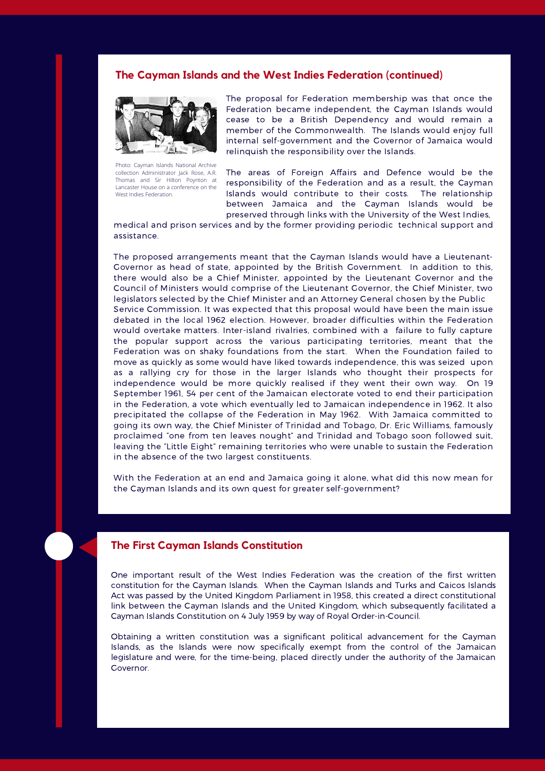## The Cayman Islands and the West Indies Federation (continued)

Photo: Cayman Islands National Archive collection Administrator Jack Rose, A.R. Thomas and Sir Hilton Poynton at Lancaster House on a conference on the West Indies Federation.

The proposal for Federation membership was that once the Federation became independent, the Cayman Islands would cease to be a British Dependency and would remain a member of the Commonwealth. The Islands would enjoy full internal self-government and the Governor of Jamaica would relinquish the responsibility over the Islands.

The areas of Foreign Affairs and Defence would be the responsibility of the Federation and as a result, the Cayman Islands would contribute to their costs. The relationship between Jamaica and the Cayman Islands would be preserved through links with the University of the West Indies, medical and prison services and by the former providing periodic technical support and assistance.

The proposed arrangements meant that the Cayman Islands would have a Lieutenant-Governor as head of state, appointed by the British Government. In addition to this, there would also be a Chief Minister, appointed by the Lieutenant Governor and the Council of Ministers would comprise of the Lieutenant Governor, the Chief Minister, two legislators selected by the Chief Minister and an Attorney General chosen by the Public Service Commission. It was expected that this proposal would have been the main issue debated in the local 1962 election. However, broader difficulties within the Federation would overtake matters. Inter-island rivalries, combined with a failure to fully capture the popular support across the various participating territories, meant that the Federation was on shaky foundations from the start. When the Foundation failed to move as quickly as some would have liked towards independence, this was seized upon as a rallying cry for those in the larger Islands who thought their prospects for independence would be more quickly realised if they went their own way. On 19 September 1961, 54 per cent of the Jamaican electorate voted to end their participation in the Federation, a vote which eventually led to Jamaican independence in 1962. It also precipitated the collapse of the Federation in May 1962. With Jamaica committed to going its own way, the Chief Minister of Trinidad and Tobago, Dr. Eric Williams, famously proclaimed "one from ten leaves nought" and Trinidad and Tobago soon followed suit, leaving the "Little Eight" remaining territories who were unable to sustain the Federation in the absence of the two largest constituents.

With the Federation at an end and Jamaica going it alone, what did this now mean for the Cayman Islands and its own quest for greater self-government?

## The First Cayman Islands Constitution

One important result of the West Indies Federation was the creation of the first written constitution for the Cayman Islands. When the Cayman Islands and Turks and Caicos Islands Act was passed by the United Kingdom Parliament in 1958, this created a direct constitutional link between the Cayman Islands and the United Kingdom, which subsequently facilitated a Cayman Islands Constitution on 4 July 1959 by way of Royal Order-in-Council.

Obtaining a written constitution was a significant political advancement for the Cayman Islands, as the Islands were now specifically exempt from the control of the Jamaican legislature and were, for the time-being, placed directly under the authority of the Jamaican Governor.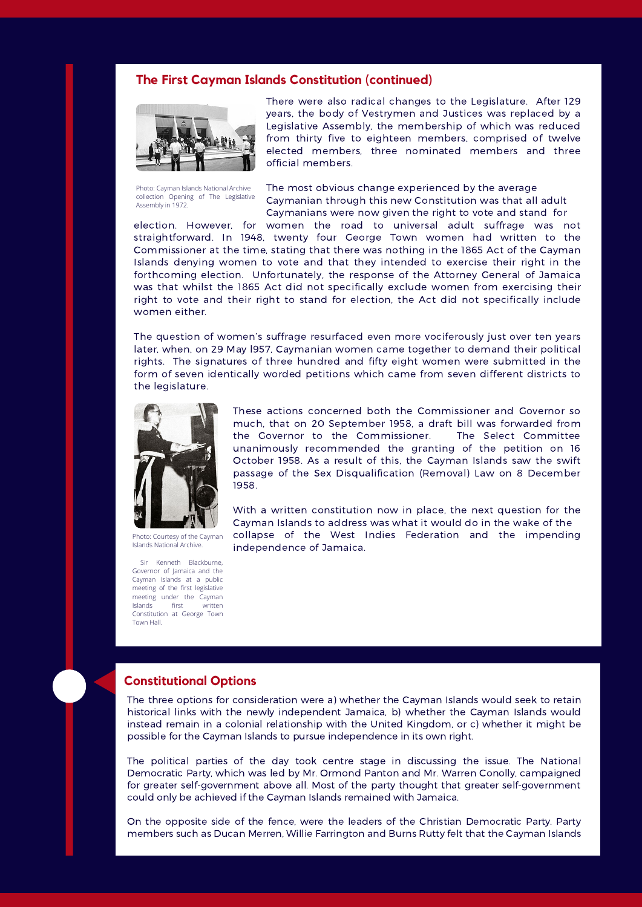## The First Cayman Islands Constitution (continued)

Photo: Cayman Islands National Archive collection Opening of The Legislative Assembly in 1972.

There were also radical changes to the Legislature. After 129 years, the body of Vestrymen and Justices was replaced by a Legislative Assembly, the membership of which was reduced from thirty five to eighteen members, comprised of twelve elected members, three nominated members and three official members.

The most obvious change experienced by the average Caymanian through this new Constitution was that all adult Caymanians were now given the right to vote and stand for election. However, for women the road to universal adult suffrage was not straightforward. In 1948, twenty four George Town women had written to the Commissioner at the time, stating that there was nothing in the 1865 Act of the Cayman Islands denying women to vote and that they intended to exercise their right in the forthcoming election. Unfortunately, the response of the Attorney General of Jamaica was that whilst the 1865 Act did not specifically exclude women from exercising their right to vote and their right to stand for election, the Act did not specifically include women either.

The question of women's suffrage resurfaced even more vociferously just over ten years later, when, on 29 May l957, Caymanian women came together to demand their political rights. The signatures of three hundred and fifty eight women were submitted in the form of seven identically worded petitions which came from seven different districts to the legislature.

Photo: Courtesy of the Cayman Islands National Archive.

Sir Kenneth Blackburne, Governor of Jamaica and the Cayman Islands at a public meeting of the first legislative meeting under the Cayman Islands first written Constitution at George Town Town Hall.

These actions concerned both the Commissioner and Governor so much, that on 20 September 1958, a draft bill was forwarded from the Governor to the Commissioner. The Select Committee unanimously recommended the granting of the petition on 16 October 1958. As a result of this, the Cayman Islands saw the swift passage of the Sex Disqualification (Removal) Law on 8 December 1958.

With a written constitution now in place, the next question for the Cayman Islands to address was what it would do in the wake of the collapse of the West Indies Federation and the impending independence of Jamaica.

## Constitutional Options

The three options for consideration were a) whether the Cayman Islands would seek to retain historical links with the newly independent Jamaica, b) whether the Cayman Islands would instead remain in a colonial relationship with the United Kingdom, or c) whether it might be possible for the Cayman Islands to pursue independence in its own right.

The political parties of the day took centre stage in discussing the issue. The National Democratic Party, which was led by Mr. Ormond Panton and Mr. Warren Conolly, campaigned for greater self-government above all. Most of the party thought that greater self-government could only be achieved if the Cayman Islands remained with Jamaica.

On the opposite side of the fence, were the leaders of the Christian Democratic Party. Party members such as Ducan Merren, Willie Farrington and Burns Rutty felt that the Cayman Islands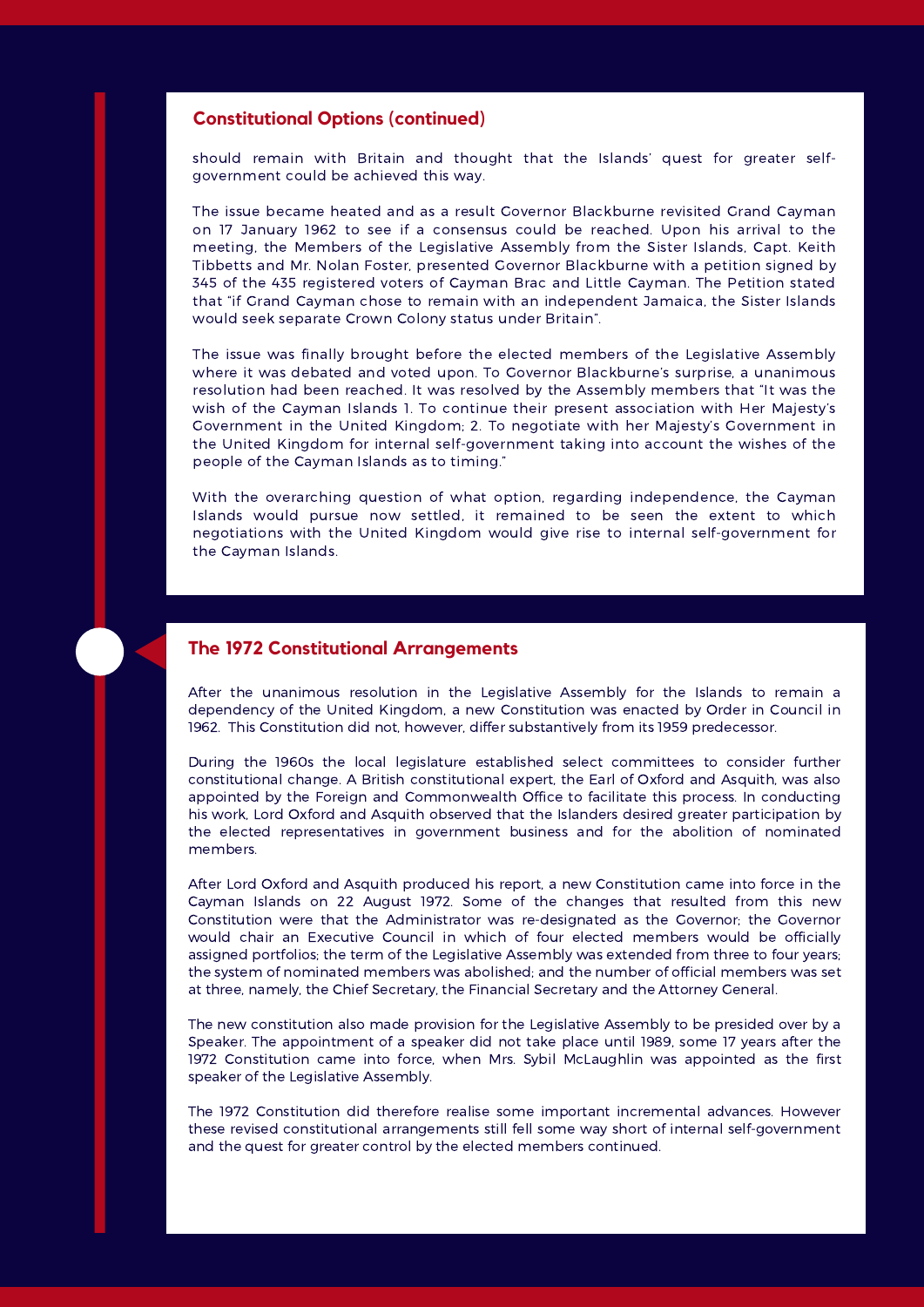## Constitutional Options (continued)

should remain with Britain and thought that the Islands' quest for greater self-government could be achieved this way.

The issue became heated and as a result Governor Blackburne revisited Grand Cayman on 17 January 1962 to see if a consensus could be reached. Upon his arrival to the meeting, the Members of the Legislative Assembly from the Sister Islands, Capt. Keith Tibbetts and Mr. Nolan Foster, presented Governor Blackburne with a petition signed by 345 of the 435 registered voters of Cayman Brac and Little Cayman. The Petition stated that "if Grand Cayman chose to remain with an independent Jamaica, the Sister Islands would seek separate Crown Colony status under Britain".

The issue was finally brought before the elected members of the Legislative Assembly where it was debated and voted upon. To Governor Blackburne's surprise, a unanimous resolution had been reached. It was resolved by the Assembly members that "It was the wish of the Cayman Islands 1. To continue their present association with Her Majesty's Government in the United Kingdom; 2. To negotiate with her Majesty's Government in the United Kingdom for internal self-government taking into account the wishes of the people of the Cayman Islands as to timing."

With the overarching question of what option, regarding independence, the Cayman Islands would pursue now settled, it remained to be seen the extent to which negotiations with the United Kingdom would give rise to internal self-government for the Cayman Islands.

## The 1972 Constitutional Arrangements

After the unanimous resolution in the Legislative Assembly for the Islands to remain a dependency of the United Kingdom, a new Constitution was enacted by Order in Council in 1962. This Constitution did not, however, differ substantively from its 1959 predecessor.

During the 1960s the local legislature established select committees to consider further constitutional change. A British constitutional expert, the Earl of Oxford and Asquith, was also appointed by the Foreign and Commonwealth Office to facilitate this process. In conducting his work, Lord Oxford and Asquith observed that the Islanders desired greater participation by the elected representatives in government business and for the abolition of nominated members.

After Lord Oxford and Asquith produced his report, a new Constitution came into force in the Cayman Islands on 22 August 1972. Some of the changes that resulted from this new Constitution were that the Administrator was re-designated as the Governor; the Governor would chair an Executive Council in which of four elected members would be officially assigned portfolios; the term of the Legislative Assembly was extended from three to four years; the system of nominated members was abolished; and the number of official members was set at three, namely, the Chief Secretary, the Financial Secretary and the Attorney General.

The new constitution also made provision for the Legislative Assembly to be presided over by a Speaker. The appointment of a speaker did not take place until 1989, some 17 years after the 1972 Constitution came into force, when Mrs. Sybil McLaughlin was appointed as the first speaker of the Legislative Assembly.

The 1972 Constitution did therefore realise some important incremental advances. However these revised constitutional arrangements still fell some way short of internal self-government and the quest for greater control by the elected members continued.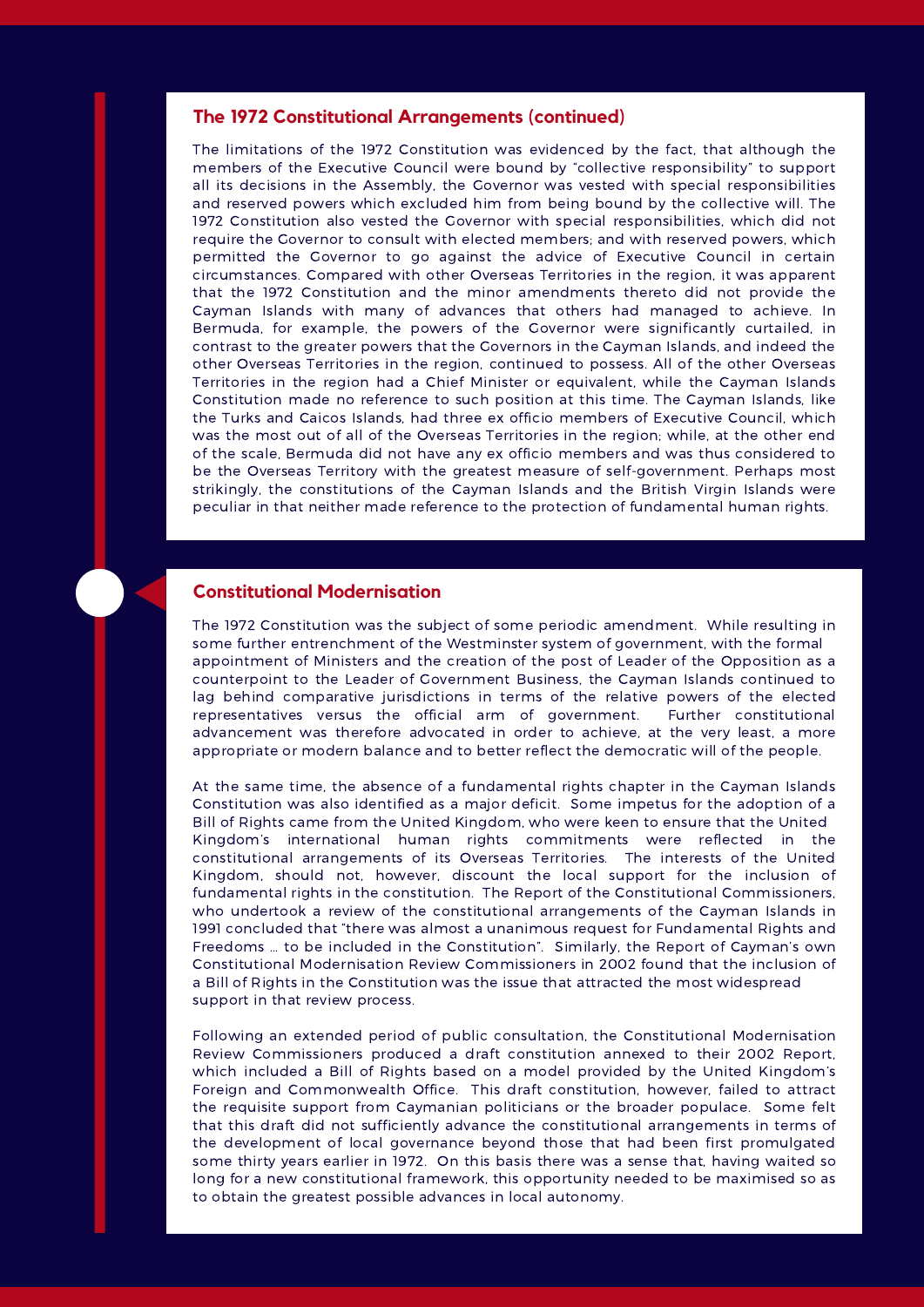## The 1972 Constitutional Arrangements (continued)

The limitations of the 1972 Constitution was evidenced by the fact, that although the members of the Executive Council were bound by "collective responsibility" to support all its decisions in the Assembly, the Governor was vested with special responsibilities and reserved powers which excluded him from being bound by the collective will. The 1972 Constitution also vested the Governor with special responsibilities, which did not require the Governor to consult with elected members; and with reserved powers, which permitted the Governor to go against the advice of Executive Council in certain circumstances. Compared with other Overseas Territories in the region, it was apparent that the 1972 Constitution and the minor amendments thereto did not provide the Cayman Islands with many of advances that others had managed to achieve. In Bermuda, for example, the powers of the Governor were significantly curtailed, in contrast to the greater powers that the Governors in the Cayman Islands, and indeed the other Overseas Territories in the region, continued to possess. All of the other Overseas Territories in the region had a Chief Minister or equivalent, while the Cayman Islands Constitution made no reference to such position at this time. The Cayman Islands, like the Turks and Caicos Islands, had three ex officio members of Executive Council, which was the most out of all of the Overseas Territories in the region; while, at the other end of the scale, Bermuda did not have any ex officio members and was thus considered to be the Overseas Territory with the greatest measure of self-government. Perhaps most strikingly, the constitutions of the Cayman Islands and the British Virgin Islands were peculiar in that neither made reference to the protection of fundamental human rights.

## Constitutional Modernisation

The 1972 Constitution was the subject of some periodic amendment. While resulting in some further entrenchment of the Westminster system of government, with the formal appointment of Ministers and the creation of the post of Leader of the Opposition as a counterpoint to the Leader of Government Business, the Cayman Islands continued to lag behind comparative jurisdictions in terms of the relative powers of the elected representatives versus the official arm of government. Further constitutional advancement was therefore advocated in order to achieve, at the very least, a more appropriate or modern balance and to better reflect the democratic will of the people.

At the same time, the absence of a fundamental rights chapter in the Cayman Islands Constitution was also identified as a major deficit. Some impetus for the adoption of a Bill of Rights came from the United Kingdom, who were keen to ensure that the United Kingdom's international human rights commitments were reflected in the constitutional arrangements of its Overseas Territories. The interests of the United Kingdom, should not, however, discount the local support for the inclusion of fundamental rights in the constitution. The Report of the Constitutional Commissioners, who undertook a review of the constitutional arrangements of the Cayman Islands in 1991 concluded that "there was almost a unanimous request for Fundamental Rights and Freedoms … to be included in the Constitution". Similarly, the Report of Cayman's own Constitutional Modernisation Review Commissioners in 2002 found that the inclusion of a Bill of Rights in the Constitution was the issue that attracted the most widespread support in that review process.

Following an extended period of public consultation, the Constitutional Modernisation Review Commissioners produced a draft constitution annexed to their 2002 Report, which included a Bill of Rights based on a model provided by the United Kingdom's Foreign and Commonwealth Office. This draft constitution, however, failed to attract the requisite support from Caymanian politicians or the broader populace. Some felt that this draft did not sufficiently advance the constitutional arrangements in terms of the development of local governance beyond those that had been first promulgated some thirty years earlier in 1972. On this basis there was a sense that, having waited so long for a new constitutional framework, this opportunity needed to be maximised so as to obtain the greatest possible advances in local autonomy.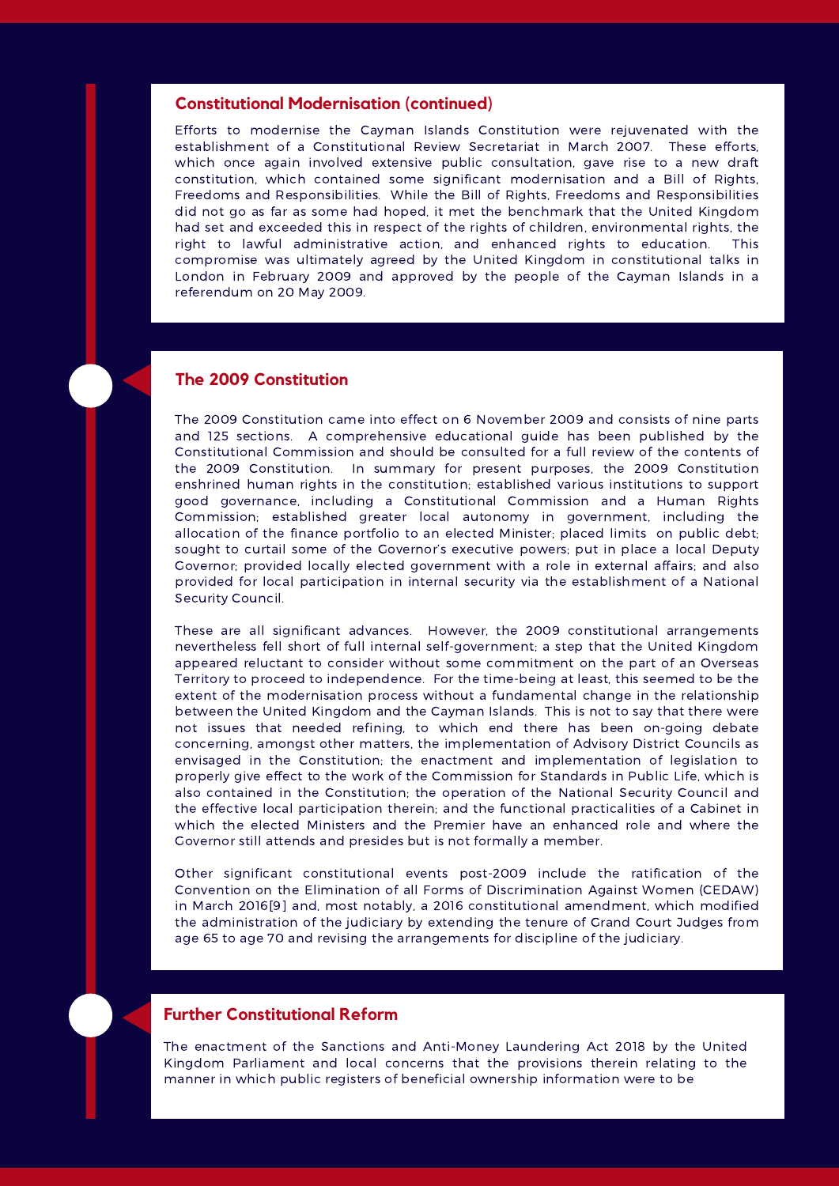## Constitutional Modernisation (continued)

Efforts to modernise the Cayman Islands Constitution were rejuvenated with the establishment of a Constitutional Review Secretariat in March 2007. These efforts, which once again involved extensive public consultation, gave rise to a new draft constitution, which contained some significant modernisation and a Bill of Rights, Freedoms and Responsibilities. While the Bill of Rights, Freedoms and Responsibilities did not go as far as some had hoped, it met the benchmark that the United Kingdom had set and exceeded this in respect of the rights of children, environmental rights, the right to lawful administrative action, and enhanced rights to education. This compromise was ultimately agreed by the United Kingdom in constitutional talks in London in February 2009 and approved by the people of the Cayman Islands in a referendum on 20 May 2009.

## The 2009 Constitution

The 2009 Constitution came into effect on 6 November 2009 and consists of nine parts and 125 sections. A comprehensive educational guide has been published by the Constitutional Commission and should be consulted for a full review of the contents of the 2009 Constitution. In summary for present purposes, the 2009 Constitution enshrined human rights in the constitution; established various institutions to support good governance, including a Constitutional Commission and a Human Rights Commission; established greater local autonomy in government, including the allocation of the finance portfolio to an elected Minister; placed limits on public debt; sought to curtail some of the Governor's executive powers; put in place a local Deputy Governor; provided locally elected government with a role in external affairs; and also provided for local participation in internal security via the establishment of a National Security Council.

These are all significant advances. However, the 2009 constitutional arrangements nevertheless fell short of full internal self-government; a step that the United Kingdom appeared reluctant to consider without some commitment on the part of an Overseas Territory to proceed to independence. For the time-being at least, this seemed to be the extent of the modernisation process without a fundamental change in the relationship between the United Kingdom and the Cayman Islands. This is not to say that there were not issues that needed refining, to which end there has been on-going debate concerning, amongst other matters, the implementation of Advisory District Councils as envisaged in the Constitution; the enactment and implementation of legislation to properly give effect to the work of the Commission for Standards in Public Life, which is also contained in the Constitution; the operation of the National Security Council and the effective local participation therein; and the functional practicalities of a Cabinet in which the elected Ministers and the Premier have an enhanced role and where the Governor still attends and presides but is not formally a member.

Other significant constitutional events post-2009 include the ratification of the Convention on the Elimination of all Forms of Discrimination Against Women (CEDAW) in March 2016[9] and, most notably, a 2016 constitutional amendment, which modified the administration of the judiciary by extending the tenure of Grand Court Judges from age 65 to age 70 and revising the arrangements for discipline of the judiciary.

## Further Constitutional Reform

The enactment of the Sanctions and Anti-Money Laundering Act 2018 by the United Kingdom Parliament and local concerns that the provisions therein relating to the manner in which public registers of beneficial ownership information were to be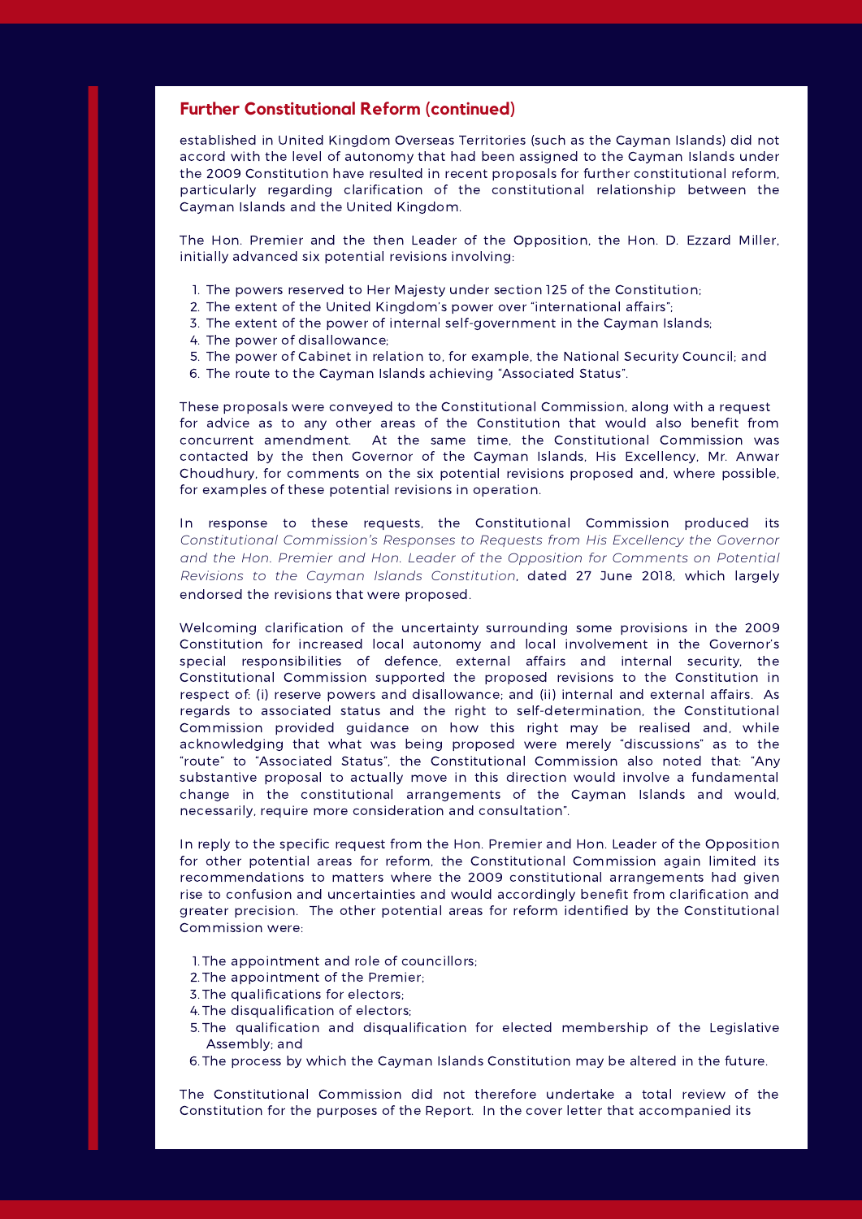## Further Constitutional Reform (continued)

established in United Kingdom Overseas Territories (such as the Cayman Islands) did not accord with the level of autonomy that had been assigned to the Cayman Islands under the 2009 Constitution have resulted in recent proposals for further constitutional reform, particularly regarding clarification of the constitutional relationship between the Cayman Islands and the United Kingdom.

The Hon. Premier and the then Leader of the Opposition, the Hon. D. Ezzard Miller, initially advanced six potential revisions involving:

1. The powers reserved to Her Majesty under section 125 of the Constitution;
2. The extent of the United Kingdom's power over "international affairs";
3. The extent of the power of internal self-government in the Cayman Islands;
4. The power of disallowance;
5. The power of Cabinet in relation to, for example, the National Security Council; and
6. The route to the Cayman Islands achieving "Associated Status".

These proposals were conveyed to the Constitutional Commission, along with a request for advice as to any other areas of the Constitution that would also benefit from concurrent amendment. At the same time, the Constitutional Commission was contacted by the then Governor of the Cayman Islands, His Excellency, Mr. Anwar Choudhury, for comments on the six potential revisions proposed and, where possible, for examples of these potential revisions in operation.

In response to these requests, the Constitutional Commission produced its *Constitutional Commission's Responses to Requests from His Excellency the Governor and the Hon. Premier and Hon. Leader of the Opposition for Comments on Potential Revisions to the Cayman Islands Constitution*, dated 27 June 2018, which largely endorsed the revisions that were proposed.

Welcoming clarification of the uncertainty surrounding some provisions in the 2009 Constitution for increased local autonomy and local involvement in the Governor's special responsibilities of defence, external affairs and internal security, the Constitutional Commission supported the proposed revisions to the Constitution in respect of: (i) reserve powers and disallowance; and (ii) internal and external affairs. As regards to associated status and the right to self-determination, the Constitutional Commission provided guidance on how this right may be realised and, while acknowledging that what was being proposed were merely "discussions" as to the "route" to "Associated Status", the Constitutional Commission also noted that: "Any substantive proposal to actually move in this direction would involve a fundamental change in the constitutional arrangements of the Cayman Islands and would, necessarily, require more consideration and consultation".

In reply to the specific request from the Hon. Premier and Hon. Leader of the Opposition for other potential areas for reform, the Constitutional Commission again limited its recommendations to matters where the 2009 constitutional arrangements had given rise to confusion and uncertainties and would accordingly benefit from clarification and greater precision. The other potential areas for reform identified by the Constitutional Commission were:

1. The appointment and role of councillors;
2. The appointment of the Premier;
3. The qualifications for electors;
4. The disqualification of electors;
5. The qualification and disqualification for elected membership of the Legislative Assembly; and
6. The process by which the Cayman Islands Constitution may be altered in the future.

The Constitutional Commission did not therefore undertake a total review of the Constitution for the purposes of the Report. In the cover letter that accompanied its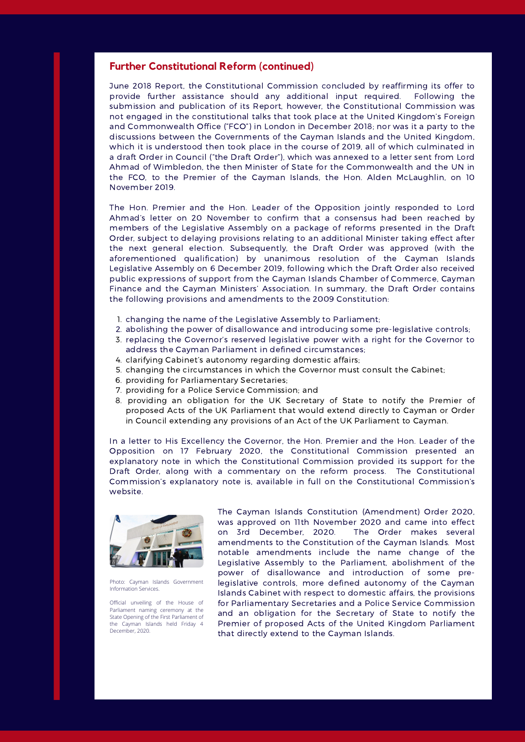## Further Constitutional Reform (continued)

June 2018 Report, the Constitutional Commission concluded by reaffirming its offer to provide further assistance should any additional input required. Following the submission and publication of its Report, however, the Constitutional Commission was not engaged in the constitutional talks that took place at the United Kingdom's Foreign and Commonwealth Office ("FCO") in London in December 2018; nor was it a party to the discussions between the Governments of the Cayman Islands and the United Kingdom, which it is understood then took place in the course of 2019, all of which culminated in a draft Order in Council ("the Draft Order"), which was annexed to a letter sent from Lord Ahmad of Wimbledon, the then Minister of State for the Commonwealth and the UN in the FCO, to the Premier of the Cayman Islands, the Hon. Alden McLaughlin, on 10 November 2019.

The Hon. Premier and the Hon. Leader of the Opposition jointly responded to Lord Ahmad's letter on 20 November to confirm that a consensus had been reached by members of the Legislative Assembly on a package of reforms presented in the Draft Order, subject to delaying provisions relating to an additional Minister taking effect after the next general election. Subsequently, the Draft Order was approved (with the aforementioned qualification) by unanimous resolution of the Cayman Islands Legislative Assembly on 6 December 2019, following which the Draft Order also received public expressions of support from the Cayman Islands Chamber of Commerce, Cayman Finance and the Cayman Ministers' Association. In summary, the Draft Order contains the following provisions and amendments to the 2009 Constitution:

1. changing the name of the Legislative Assembly to Parliament;
2. abolishing the power of disallowance and introducing some pre-legislative controls;
3. replacing the Governor's reserved legislative power with a right for the Governor to address the Cayman Parliament in defined circumstances;
4. clarifying Cabinet's autonomy regarding domestic affairs;
5. changing the circumstances in which the Governor must consult the Cabinet;
6. providing for Parliamentary Secretaries;
7. providing for a Police Service Commission; and
8. providing an obligation for the UK Secretary of State to notify the Premier of proposed Acts of the UK Parliament that would extend directly to Cayman or Order in Council extending any provisions of an Act of the UK Parliament to Cayman.

In a letter to His Excellency the Governor, the Hon. Premier and the Hon. Leader of the Opposition on 17 February 2020, the Constitutional Commission presented an explanatory note in which the Constitutional Commission provided its support for the Draft Order, along with a commentary on the reform process. The Constitutional Commission's explanatory note is, available in full on the Constitutional Commission's website.

Photo: Cayman Islands Government Information Services.

Official unveiling of the House of Parliament naming ceremony at the State Opening of the First Parliament of the Cayman Islands held Friday 4 December, 2020.

The Cayman Islands Constitution (Amendment) Order 2020, was approved on 11th November 2020 and came into effect on 3rd December, 2020. The Order makes several amendments to the Constitution of the Cayman Islands. Most notable amendments include the name change of the Legislative Assembly to the Parliament, abolishment of the power of disallowance and introduction of some pre-legislative controls, more defined autonomy of the Cayman Islands Cabinet with respect to domestic affairs, the provisions for Parliamentary Secretaries and a Police Service Commission and an obligation for the Secretary of State to notify the Premier of proposed Acts of the United Kingdom Parliament that directly extend to the Cayman Islands.